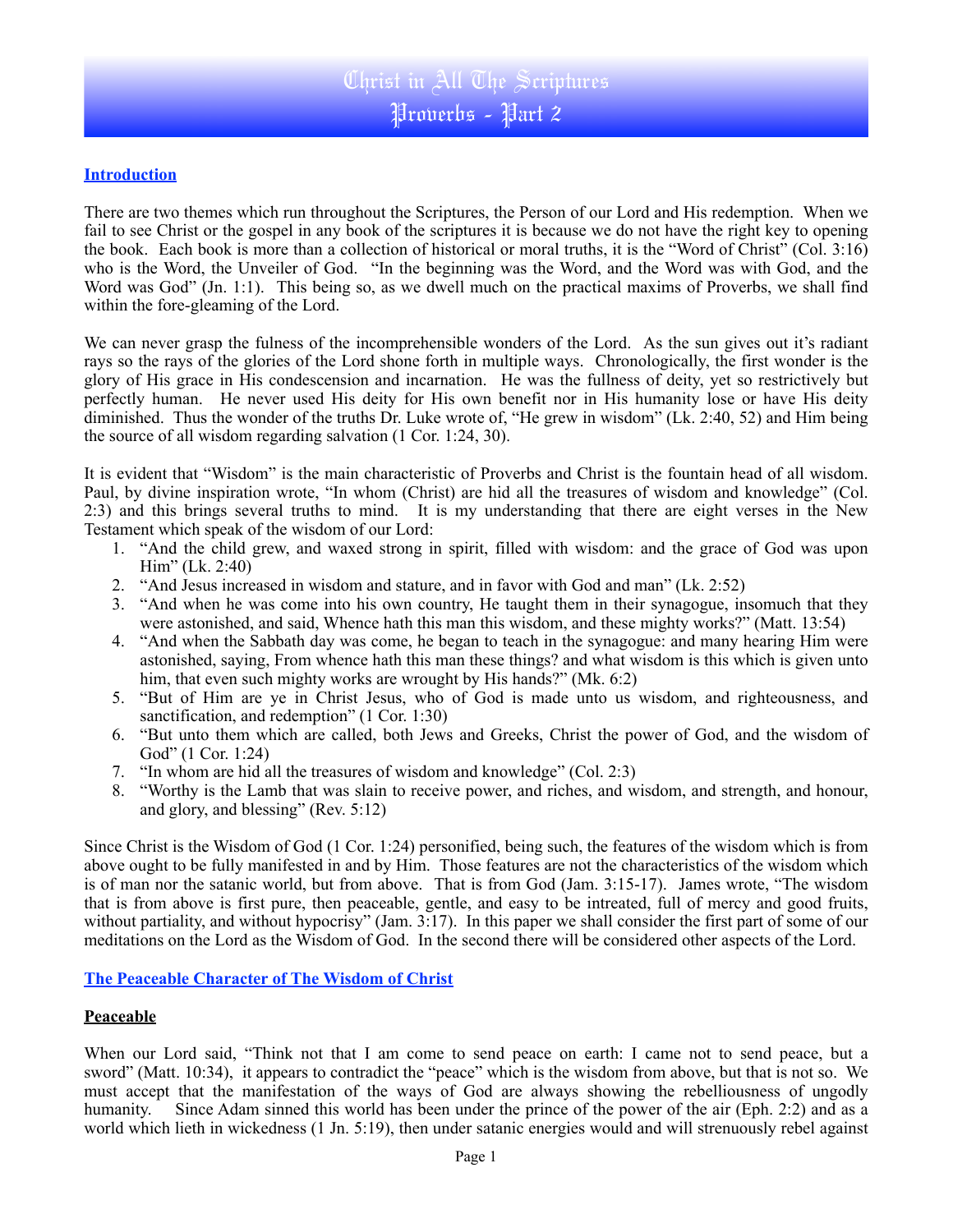# Christ in All The Scriptures
## Proverbs - Part 2

### Introduction

There are two themes which run throughout the Scriptures, the Person of our Lord and His redemption. When we fail to see Christ or the gospel in any book of the scriptures it is because we do not have the right key to opening the book. Each book is more than a collection of historical or moral truths, it is the "Word of Christ" (Col. 3:16) who is the Word, the Unveiler of God. "In the beginning was the Word, and the Word was with God, and the Word was God" (Jn. 1:1). This being so, as we dwell much on the practical maxims of Proverbs, we shall find within the fore-gleaming of the Lord.

We can never grasp the fulness of the incomprehensible wonders of the Lord. As the sun gives out it's radiant rays so the rays of the glories of the Lord shone forth in multiple ways. Chronologically, the first wonder is the glory of His grace in His condescension and incarnation. He was the fullness of deity, yet so restrictively but perfectly human. He never used His deity for His own benefit nor in His humanity lose or have His deity diminished. Thus the wonder of the truths Dr. Luke wrote of, "He grew in wisdom" (Lk. 2:40, 52) and Him being the source of all wisdom regarding salvation (1 Cor. 1:24, 30).

It is evident that "Wisdom" is the main characteristic of Proverbs and Christ is the fountain head of all wisdom. Paul, by divine inspiration wrote, "In whom (Christ) are hid all the treasures of wisdom and knowledge" (Col. 2:3) and this brings several truths to mind. It is my understanding that there are eight verses in the New Testament which speak of the wisdom of our Lord:

1. "And the child grew, and waxed strong in spirit, filled with wisdom: and the grace of God was upon Him" (Lk. 2:40)
2. "And Jesus increased in wisdom and stature, and in favor with God and man" (Lk. 2:52)
3. "And when he was come into his own country, He taught them in their synagogue, insomuch that they were astonished, and said, Whence hath this man this wisdom, and these mighty works?" (Matt. 13:54)
4. "And when the Sabbath day was come, he began to teach in the synagogue: and many hearing Him were astonished, saying, From whence hath this man these things? and what wisdom is this which is given unto him, that even such mighty works are wrought by His hands?" (Mk. 6:2)
5. "But of Him are ye in Christ Jesus, who of God is made unto us wisdom, and righteousness, and sanctification, and redemption" (1 Cor. 1:30)
6. "But unto them which are called, both Jews and Greeks, Christ the power of God, and the wisdom of God" (1 Cor. 1:24)
7. "In whom are hid all the treasures of wisdom and knowledge" (Col. 2:3)
8. "Worthy is the Lamb that was slain to receive power, and riches, and wisdom, and strength, and honour, and glory, and blessing" (Rev. 5:12)

Since Christ is the Wisdom of God (1 Cor. 1:24) personified, being such, the features of the wisdom which is from above ought to be fully manifested in and by Him. Those features are not the characteristics of the wisdom which is of man nor the satanic world, but from above. That is from God (Jam. 3:15-17). James wrote, "The wisdom that is from above is first pure, then peaceable, gentle, and easy to be intreated, full of mercy and good fruits, without partiality, and without hypocrisy" (Jam. 3:17). In this paper we shall consider the first part of some of our meditations on the Lord as the Wisdom of God. In the second there will be considered other aspects of the Lord.

### The Peaceable Character of The Wisdom of Christ

#### Peaceable

When our Lord said, "Think not that I am come to send peace on earth: I came not to send peace, but a sword" (Matt. 10:34), it appears to contradict the "peace" which is the wisdom from above, but that is not so. We must accept that the manifestation of the ways of God are always showing the rebelliousness of ungodly humanity. Since Adam sinned this world has been under the prince of the power of the air (Eph. 2:2) and as a world which lieth in wickedness (1 Jn. 5:19), then under satanic energies would and will strenuously rebel against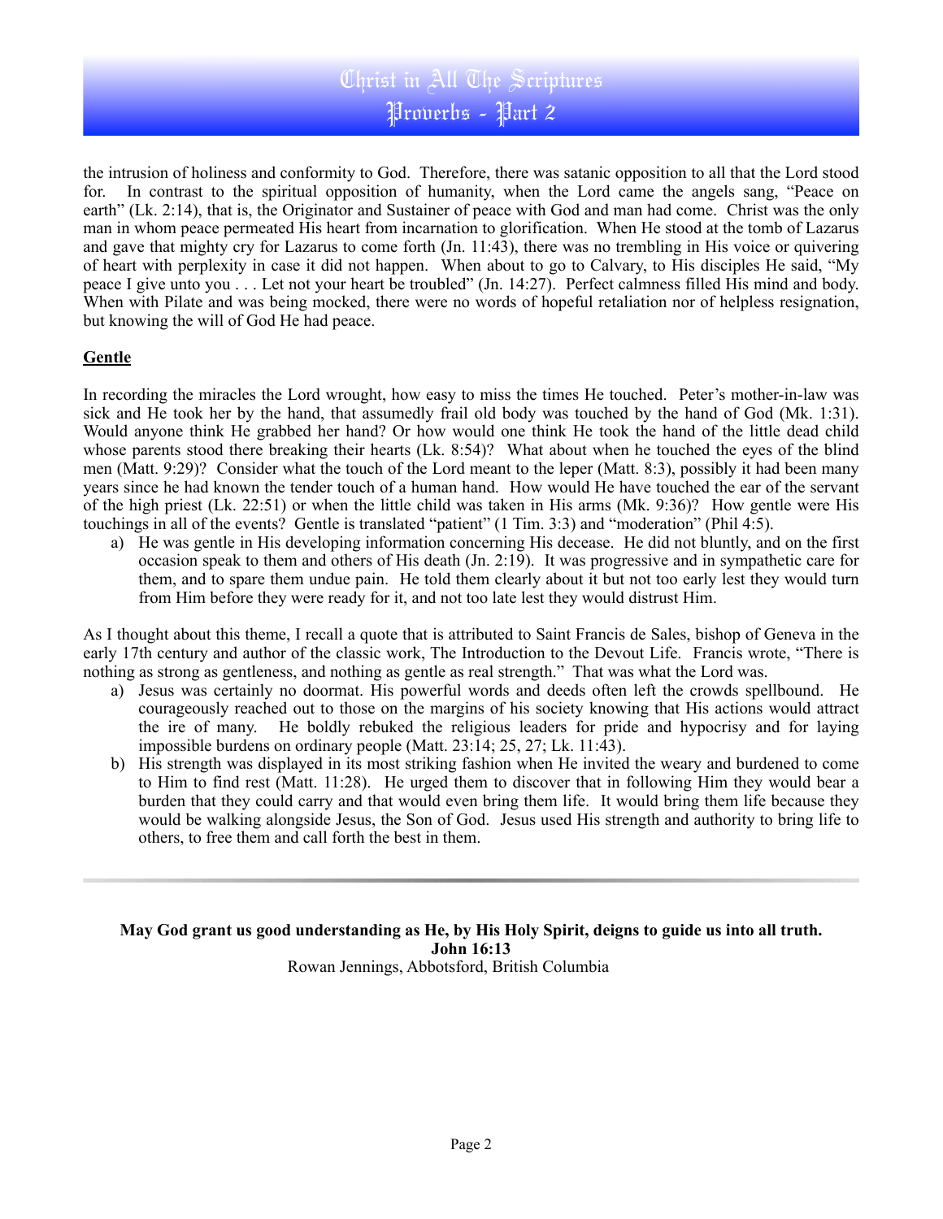the intrusion of holiness and conformity to God. Therefore, there was satanic opposition to all that the Lord stood for. In contrast to the spiritual opposition of humanity, when the Lord came the angels sang, "Peace on earth" (Lk. 2:14), that is, the Originator and Sustainer of peace with God and man had come. Christ was the only man in whom peace permeated His heart from incarnation to glorification. When He stood at the tomb of Lazarus and gave that mighty cry for Lazarus to come forth (Jn. 11:43), there was no trembling in His voice or quivering of heart with perplexity in case it did not happen. When about to go to Calvary, to His disciples He said, "My peace I give unto you . . . Let not your heart be troubled" (Jn. 14:27). Perfect calmness filled His mind and body. When with Pilate and was being mocked, there were no words of hopeful retaliation nor of helpless resignation, but knowing the will of God He had peace.

**Gentle**

In recording the miracles the Lord wrought, how easy to miss the times He touched. Peter's mother-in-law was sick and He took her by the hand, that assumedly frail old body was touched by the hand of God (Mk. 1:31). Would anyone think He grabbed her hand? Or how would one think He took the hand of the little dead child whose parents stood there breaking their hearts (Lk. 8:54)? What about when he touched the eyes of the blind men (Matt. 9:29)? Consider what the touch of the Lord meant to the leper (Matt. 8:3), possibly it had been many years since he had known the tender touch of a human hand. How would He have touched the ear of the servant of the high priest (Lk. 22:51) or when the little child was taken in His arms (Mk. 9:36)? How gentle were His touchings in all of the events? Gentle is translated "patient" (1 Tim. 3:3) and "moderation" (Phil 4:5).

a) He was gentle in His developing information concerning His decease. He did not bluntly, and on the first occasion speak to them and others of His death (Jn. 2:19). It was progressive and in sympathetic care for them, and to spare them undue pain. He told them clearly about it but not too early lest they would turn from Him before they were ready for it, and not too late lest they would distrust Him.

As I thought about this theme, I recall a quote that is attributed to Saint Francis de Sales, bishop of Geneva in the early 17th century and author of the classic work, The Introduction to the Devout Life. Francis wrote, "There is nothing as strong as gentleness, and nothing as gentle as real strength." That was what the Lord was.

a) Jesus was certainly no doormat. His powerful words and deeds often left the crowds spellbound. He courageously reached out to those on the margins of his society knowing that His actions would attract the ire of many. He boldly rebuked the religious leaders for pride and hypocrisy and for laying impossible burdens on ordinary people (Matt. 23:14; 25, 27; Lk. 11:43).
b) His strength was displayed in its most striking fashion when He invited the weary and burdened to come to Him to find rest (Matt. 11:28). He urged them to discover that in following Him they would bear a burden that they could carry and that would even bring them life. It would bring them life because they would be walking alongside Jesus, the Son of God. Jesus used His strength and authority to bring life to others, to free them and call forth the best in them.

---

**May God grant us good understanding as He, by His Holy Spirit, deigns to guide us into all truth.**
**John 16:13**
Rowan Jennings, Abbotsford, British Columbia